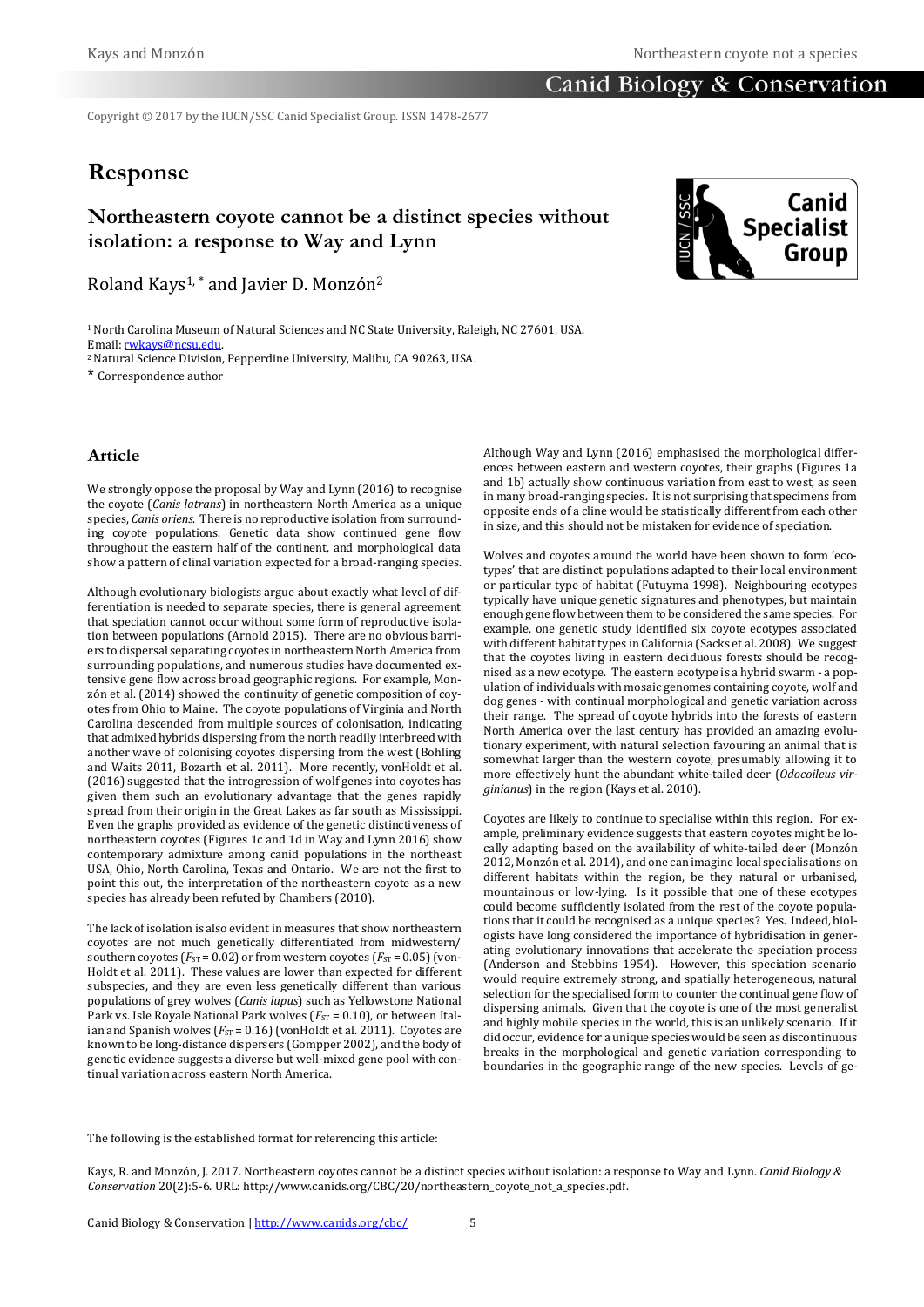Copyright © 2017 by the IUCN/SSC Canid Specialist Group. ISSN 1478-2677

# Response

## Northeastern coyote cannot be a distinct species without isolation: a response to Way and Lynn

Roland Kays[1,*] and Javier D. Monzón[2]

[1] North Carolina Museum of Natural Sciences and NC State University, Raleigh, NC 27601, USA. Email: rwkays@ncsu.edu.
[2] Natural Science Division, Pepperdine University, Malibu, CA 90263, USA.
* Correspondence author

### Article

We strongly oppose the proposal by Way and Lynn (2016) to recognise the coyote (*Canis latrans*) in northeastern North America as a unique species, *Canis oriens*. There is no reproductive isolation from surrounding coyote populations. Genetic data show continued gene flow throughout the eastern half of the continent, and morphological data show a pattern of clinal variation expected for a broad-ranging species.

Although evolutionary biologists argue about exactly what level of differentiation is needed to separate species, there is general agreement that speciation cannot occur without some form of reproductive isolation between populations (Arnold 2015). There are no obvious barriers to dispersal separating coyotes in northeastern North America from surrounding populations, and numerous studies have documented extensive gene flow across broad geographic regions. For example, Monzón et al. (2014) showed the continuity of genetic composition of coyotes from Ohio to Maine. The coyote populations of Virginia and North Carolina descended from multiple sources of colonisation, indicating that admixed hybrids dispersing from the north readily interbred with another wave of colonising coyotes dispersing from the west (Bohling and Waits 2011, Bozarth et al. 2011). More recently, vonHoldt et al. (2016) suggested that the introgression of wolf genes into coyotes has given them such an evolutionary advantage that the genes rapidly spread from their origin in the Great Lakes as far south as Mississippi. Even the graphs provided as evidence of the genetic distinctiveness of northeastern coyotes (Figures 1c and 1d in Way and Lynn 2016) show contemporary admixture among canid populations in the northeast USA, Ohio, North Carolina, Texas and Ontario. We are not the first to point this out, the interpretation of the northeastern coyote as a new species has already been refuted by Chambers (2010).

The lack of isolation is also evident in measures that show northeastern coyotes are not much genetically differentiated from midwestern/southern coyotes ($F_{ST}$ = 0.02) or from western coyotes ($F_{ST}$ = 0.05) (vonHoldt et al. 2011). These values are lower than expected for different subspecies, and they are even less genetically different than various populations of grey wolves (*Canis lupus*) such as Yellowstone National Park vs. Isle Royale National Park wolves ($F_{ST}$ = 0.10), or between Italian and Spanish wolves ($F_{ST}$ = 0.16) (vonHoldt et al. 2011). Coyotes are known to be long-distance dispersers (Gompper 2002), and the body of genetic evidence suggests a diverse but well-mixed gene pool with continual variation across eastern North America.

Although Way and Lynn (2016) emphasised the morphological differences between eastern and western coyotes, their graphs (Figures 1a and 1b) actually show continuous variation from east to west, as seen in many broad-ranging species. It is not surprising that specimens from opposite ends of a cline would be statistically different from each other in size, and this should not be mistaken for evidence of speciation.

Wolves and coyotes around the world have been shown to form 'ecotypes' that are distinct populations adapted to their local environment or particular type of habitat (Futuyma 1998). Neighbouring ecotypes typically have unique genetic signatures and phenotypes, but maintain enough gene flow between them to be considered the same species. For example, one genetic study identified six coyote ecotypes associated with different habitat types in California (Sacks et al. 2008). We suggest that the coyotes living in eastern deciduous forests should be recognised as a new ecotype. The eastern ecotype is a hybrid swarm - a population of individuals with mosaic genomes containing coyote, wolf and dog genes - with continual morphological and genetic variation across their range. The spread of coyote hybrids into the forests of eastern North America over the last century has provided an amazing evolutionary experiment, with natural selection favouring an animal that is somewhat larger than the western coyote, presumably allowing it to more effectively hunt the abundant white-tailed deer (*Odocoileus virginianus*) in the region (Kays et al. 2010).

Coyotes are likely to continue to specialise within this region. For example, preliminary evidence suggests that eastern coyotes might be locally adapting based on the availability of white-tailed deer (Monzón 2012, Monzón et al. 2014), and one can imagine local specialisations on different habitats within the region, be they natural or urbanised, mountainous or low-lying. Is it possible that one of these ecotypes could become sufficiently isolated from the rest of the coyote populations that it could be recognised as a unique species? Yes. Indeed, biologists have long considered the importance of hybridisation in generating evolutionary innovations that accelerate the speciation process (Anderson and Stebbins 1954). However, this speciation scenario would require extremely strong, and spatially heterogeneous, natural selection for the specialised form to counter the continual gene flow of dispersing animals. Given that the coyote is one of the most generalist and highly mobile species in the world, this is an unlikely scenario. If it did occur, evidence for a unique species would be seen as discontinuous breaks in the morphological and genetic variation corresponding to boundaries in the geographic range of the new species. Levels of ge-

The following is the established format for referencing this article:

Kays, R. and Monzón, J. 2017. Northeastern coyotes cannot be a distinct species without isolation: a response to Way and Lynn. *Canid Biology & Conservation* 20(2):5-6. URL: http://www.canids.org/CBC/20/northeastern_coyote_not_a_species.pdf.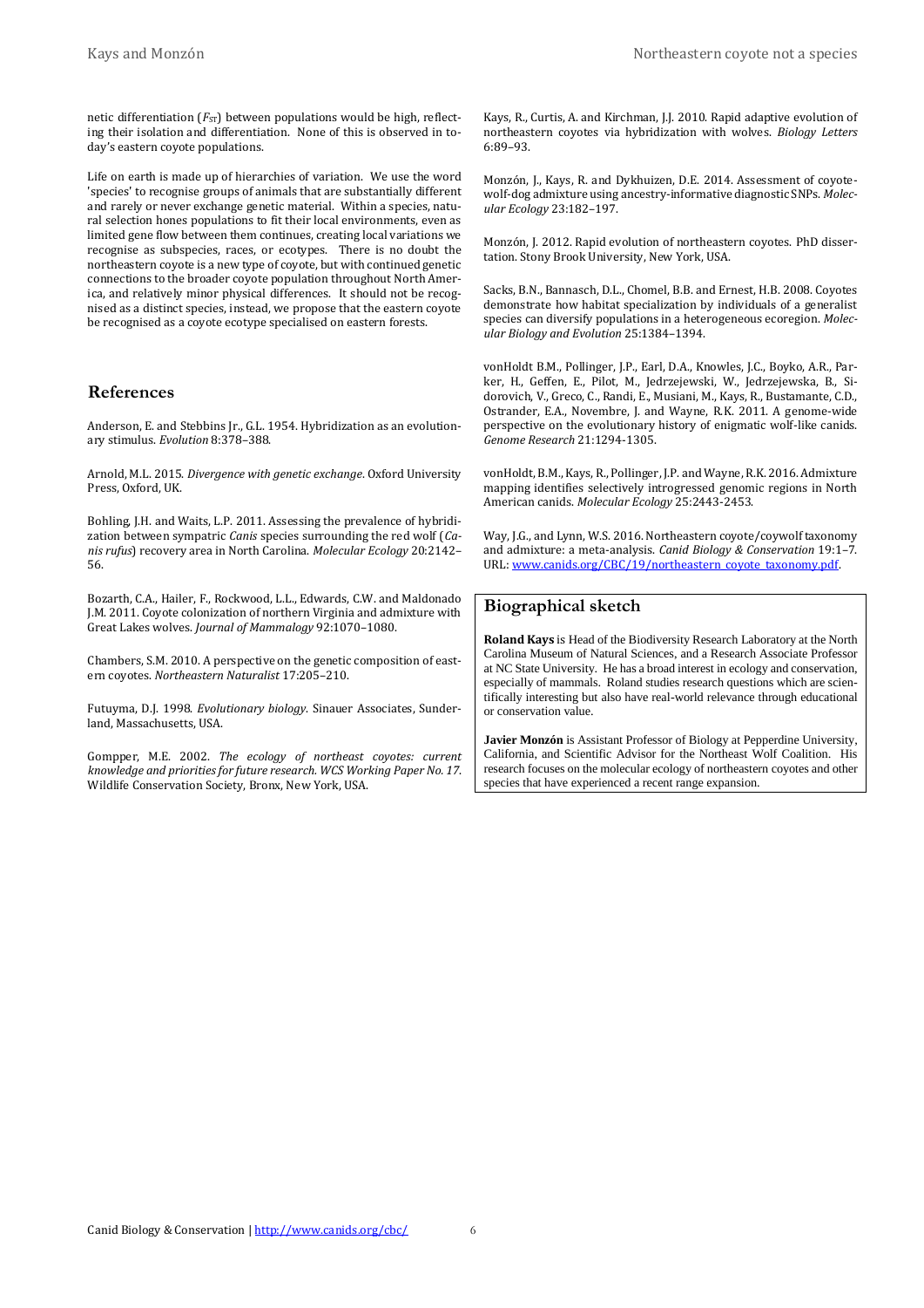netic differentiation ($F_{ST}$) between populations would be high, reflecting their isolation and differentiation. None of this is observed in today's eastern coyote populations.

Life on earth is made up of hierarchies of variation. We use the word 'species' to recognise groups of animals that are substantially different and rarely or never exchange genetic material. Within a species, natural selection hones populations to fit their local environments, even as limited gene flow between them continues, creating local variations we recognise as subspecies, races, or ecotypes. There is no doubt the northeastern coyote is a new type of coyote, but with continued genetic connections to the broader coyote population throughout North America, and relatively minor physical differences. It should not be recognised as a distinct species, instead, we propose that the eastern coyote be recognised as a coyote ecotype specialised on eastern forests.

## References

Anderson, E. and Stebbins Jr., G.L. 1954. Hybridization as an evolutionary stimulus. *Evolution* 8:378–388.

Arnold, M.L. 2015. *Divergence with genetic exchange*. Oxford University Press, Oxford, UK.

Bohling, J.H. and Waits, L.P. 2011. Assessing the prevalence of hybridization between sympatric *Canis* species surrounding the red wolf (*Canis rufus*) recovery area in North Carolina. *Molecular Ecology* 20:2142–56.

Bozarth, C.A., Hailer, F., Rockwood, L.L., Edwards, C.W. and Maldonado J.M. 2011. Coyote colonization of northern Virginia and admixture with Great Lakes wolves. *Journal of Mammalogy* 92:1070–1080.

Chambers, S.M. 2010. A perspective on the genetic composition of eastern coyotes. *Northeastern Naturalist* 17:205–210.

Futuyma, D.J. 1998. *Evolutionary biology*. Sinauer Associates, Sunderland, Massachusetts, USA.

Gompper, M.E. 2002. *The ecology of northeast coyotes: current knowledge and priorities for future research. WCS Working Paper No. 17*. Wildlife Conservation Society, Bronx, New York, USA.

Kays, R., Curtis, A. and Kirchman, J.J. 2010. Rapid adaptive evolution of northeastern coyotes via hybridization with wolves. *Biology Letters* 6:89–93.

Monzón, J., Kays, R. and Dykhuizen, D.E. 2014. Assessment of coyote-wolf-dog admixture using ancestry-informative diagnostic SNPs. *Molecular Ecology* 23:182–197.

Monzón, J. 2012. Rapid evolution of northeastern coyotes. PhD dissertation. Stony Brook University, New York, USA.

Sacks, B.N., Bannasch, D.L., Chomel, B.B. and Ernest, H.B. 2008. Coyotes demonstrate how habitat specialization by individuals of a generalist species can diversify populations in a heterogeneous ecoregion. *Molecular Biology and Evolution* 25:1384–1394.

vonHoldt B.M., Pollinger, J.P., Earl, D.A., Knowles, J.C., Boyko, A.R., Parker, H., Geffen, E., Pilot, M., Jedrzejewski, W., Jedrzejewska, B., Sidorovich, V., Greco, C., Randi, E., Musiani, M., Kays, R., Bustamante, C.D., Ostrander, E.A., Novembre, J. and Wayne, R.K. 2011. A genome-wide perspective on the evolutionary history of enigmatic wolf-like canids. *Genome Research* 21:1294-1305.

vonHoldt, B.M., Kays, R., Pollinger, J.P. and Wayne, R.K. 2016. Admixture mapping identifies selectively introgressed genomic regions in North American canids. *Molecular Ecology* 25:2443-2453.

Way, J.G., and Lynn, W.S. 2016. Northeastern coyote/coywolf taxonomy and admixture: a meta-analysis. *Canid Biology & Conservation* 19:1–7. URL: www.canids.org/CBC/19/northeastern_coyote_taxonomy.pdf.

## Biographical sketch

**Roland Kays** is Head of the Biodiversity Research Laboratory at the North Carolina Museum of Natural Sciences, and a Research Associate Professor at NC State University. He has a broad interest in ecology and conservation, especially of mammals. Roland studies research questions which are scientifically interesting but also have real-world relevance through educational or conservation value.

**Javier Monzón** is Assistant Professor of Biology at Pepperdine University, California, and Scientific Advisor for the Northeast Wolf Coalition. His research focuses on the molecular ecology of northeastern coyotes and other species that have experienced a recent range expansion.